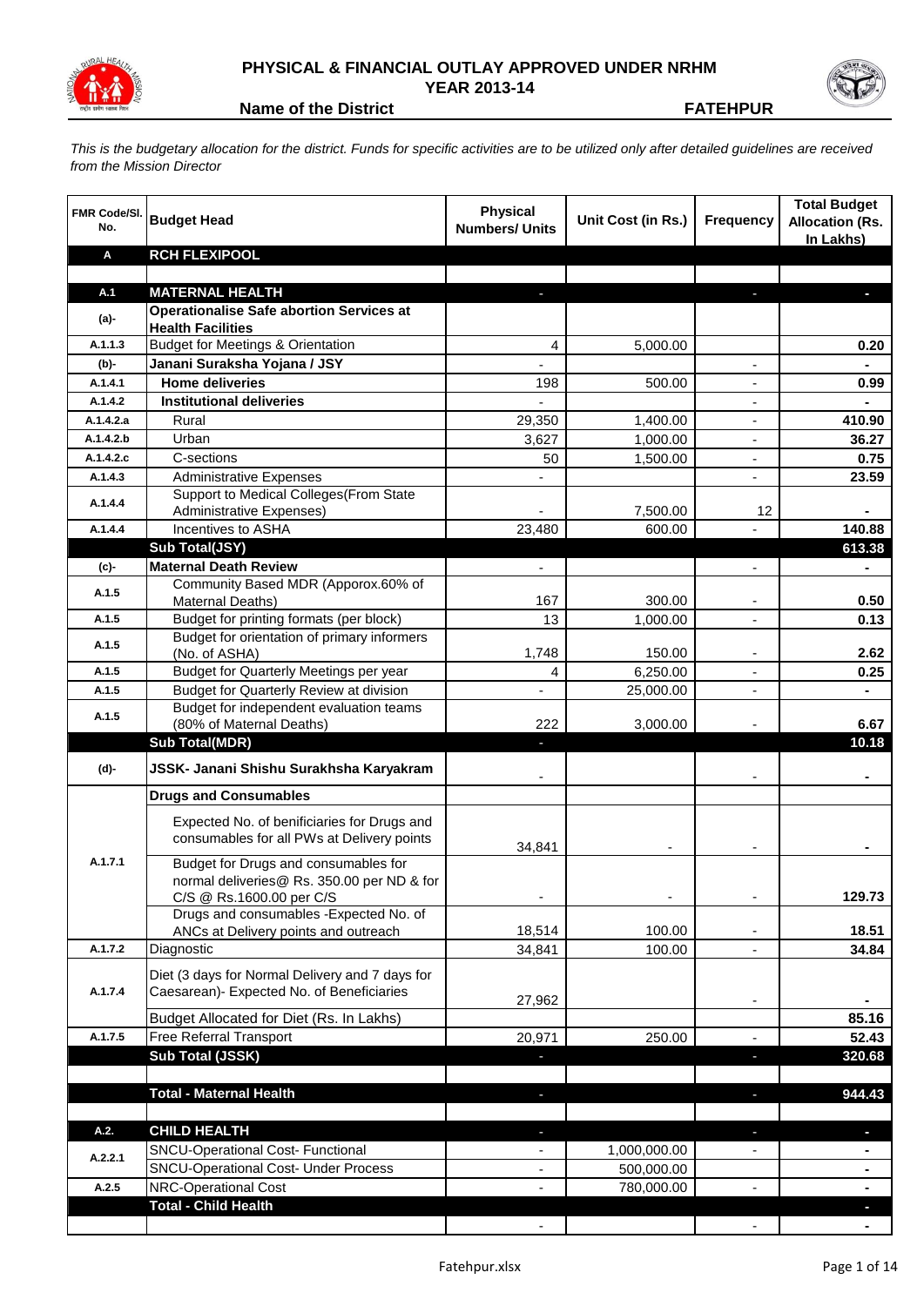# PHYSICAL & FINANCIAL OUTLAY APPROVED UNDER NRHM

## YEAR 2013-14

**Name of the District** **FATEHPUR**

*This is the budgetary allocation for the district. Funds for specific activities are to be utilized only after detailed guidelines are received from the Mission Director*

| FMR Code/Sl. No. | Budget Head | Physical Numbers/ Units | Unit Cost (in Rs.) | Frequency | Total Budget Allocation (Rs. In Lakhs) |
|---|---|---|---|---|---|
| **A** | **RCH FLEXIPOOL** | | | | |
| | | | | | |
| **A.1** | **MATERNAL HEALTH** | - | | - | - |
| **(a)-** | **Operationalise Safe abortion Services at Health Facilities** | | | | |
| A.1.1.3 | Budget for Meetings & Orientation | 4 | 5,000.00 | | 0.20 |
| **(b)-** | **Janani Suraksha Yojana / JSY** | - | | - | - |
| A.1.4.1 | **Home deliveries** | 198 | 500.00 | - | 0.99 |
| A.1.4.2 | **Institutional deliveries** | - | | - | - |
| A.1.4.2.a | Rural | 29,350 | 1,400.00 | - | 410.90 |
| A.1.4.2.b | Urban | 3,627 | 1,000.00 | - | 36.27 |
| A.1.4.2.c | C-sections | 50 | 1,500.00 | - | 0.75 |
| A.1.4.3 | Administrative Expenses | - | | - | 23.59 |
| A.1.4.4 | Support to Medical Colleges(From State Administrative Expenses) | - | 7,500.00 | 12 | - |
| A.1.4.4 | Incentives to ASHA | 23,480 | 600.00 | - | 140.88 |
| | **Sub Total(JSY)** | | | | **613.38** |
| **(c)-** | **Maternal Death Review** | - | | - | - |
| A.1.5 | Community Based MDR (Apporox.60% of Maternal Deaths) | 167 | 300.00 | - | 0.50 |
| A.1.5 | Budget for printing formats (per block) | 13 | 1,000.00 | - | 0.13 |
| A.1.5 | Budget for orientation of primary informers (No. of ASHA) | 1,748 | 150.00 | - | 2.62 |
| A.1.5 | Budget for Quarterly Meetings per year | 4 | 6,250.00 | - | 0.25 |
| A.1.5 | Budget for Quarterly Review at division | - | 25,000.00 | - | - |
| A.1.5 | Budget for independent evaluation teams (80% of Maternal Deaths) | 222 | 3,000.00 | - | 6.67 |
| | **Sub Total(MDR)** | - | | | **10.18** |
| **(d)-** | **JSSK- Janani Shishu Surakhsha Karyakram** | - | | - | - |
| | **Drugs and Consumables** | | | | |
| A.1.7.1 | Expected No. of benificiaries for Drugs and consumables for all PWs at Delivery points | 34,841 | - | - | - |
| | Budget for Drugs and consumables for normal deliveries@ Rs. 350.00 per ND & for C/S @ Rs.1600.00 per C/S | - | - | - | 129.73 |
| | Drugs and consumables -Expected No. of ANCs at Delivery points and outreach | 18,514 | 100.00 | - | 18.51 |
| A.1.7.2 | Diagnostic | 34,841 | 100.00 | - | 34.84 |
| A.1.7.4 | Diet (3 days for Normal Delivery and 7 days for Caesarean)- Expected No. of Beneficiaries | 27,962 | | - | - |
| | Budget Allocated for Diet (Rs. In Lakhs) | | | | 85.16 |
| A.1.7.5 | Free Referral Transport | 20,971 | 250.00 | - | 52.43 |
| | **Sub Total (JSSK)** | - | | - | **320.68** |
| | | | | | |
| | **Total - Maternal Health** | - | | - | **944.43** |
| | | | | | |
| **A.2.** | **CHILD HEALTH** | - | | - | - |
| A.2.2.1 | SNCU-Operational Cost- Functional | - | 1,000,000.00 | - | - |
| | SNCU-Operational Cost- Under Process | - | 500,000.00 | | - |
| A.2.5 | NRC-Operational Cost | - | 780,000.00 | - | - |
| | **Total - Child Health** | | | | - |
| | | - | | - | - |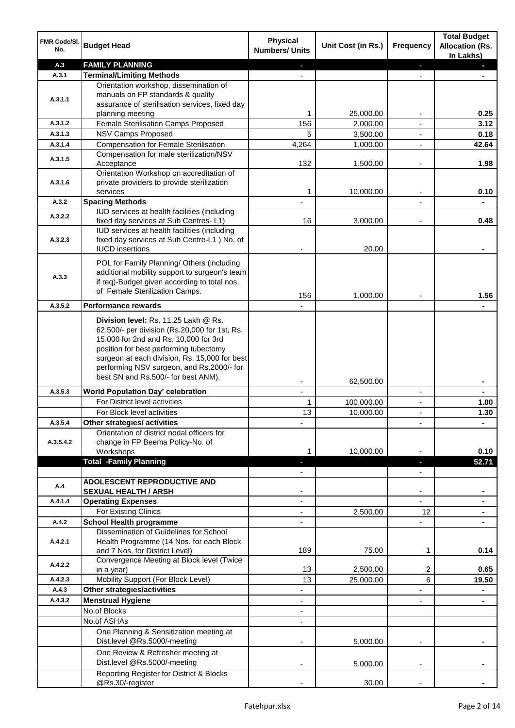| FMR Code/Sl. No. | Budget Head | Physical Numbers/ Units | Unit Cost (in Rs.) | Frequency | Total Budget Allocation (Rs. In Lakhs) |
|---|---|---|---|---|---|
| A.3 | **FAMILY PLANNING** | - | | - | - |
| A.3.1 | **Terminal/Limiting Methods** | - | | - | - |
| A.3.1.1 | Orientation workshop, dissemination of manuals on FP standards & quality assurance of sterilisation services, fixed day planning meeting | 1 | 25,000.00 | - | 0.25 |
| A.3.1.2 | Female Sterilisation Camps Proposed | 156 | 2,000.00 | - | 3.12 |
| A.3.1.3 | NSV Camps Proposed | 5 | 3,500.00 | - | 0.18 |
| A.3.1.4 | Compensation for Female Sterilisation | 4,264 | 1,000.00 | - | 42.64 |
| A.3.1.5 | Compensation for male sterilization/NSV Acceptance | 132 | 1,500.00 | - | 1.98 |
| A.3.1.6 | Orientation Workshop on accreditation of private providers to provide sterilization services | 1 | 10,000.00 | - | 0.10 |
| A.3.2 | **Spacing Methods** | - | | - | - |
| A.3.2.2 | IUD services at health facilities (including fixed day services at Sub Centres- L1) | 16 | 3,000.00 | - | 0.48 |
| A.3.2.3 | IUD services at health facilities (including fixed day services at Sub Centre-L1 ) No. of IUCD insertions | - | 20.00 | | - |
| A.3.3 | POL for Family Planning/ Others (including additional mobility support to surgeon's team if req)-Budget given according to total nos. of Female Sterilization Camps. | 156 | 1,000.00 | - | 1.56 |
| A.3.5.2 | **Performance rewards** | - | | | - |
| | **Division level:** Rs. 11.25 Lakh @ Rs. 62,500/- per division (Rs.20,000 for 1st, Rs. 15,000 for 2nd and Rs. 10,000 for 3rd position for best performing tubectomy surgeon at each division, Rs. 15,000 for best performing NSV surgeon, and Rs.2000/- for best SN and Rs.500/- for best ANM). | - | 62,500.00 | | - |
| A.3.5.3 | **World Population Day' celebration** | - | | - | - |
| | For District level activities | 1 | 100,000.00 | - | 1.00 |
| | For Block level activities | 13 | 10,000.00 | - | 1.30 |
| A.3.5.4 | **Other strategies/ activities** | - | | - | - |
| A.3.5.4.2 | Orientation of district nodal officers for change in FP Beema Policy-No. of Workshops | 1 | 10,000.00 | - | 0.10 |
| | **Total -Family Planning** | - | | - | **52.71** |
| | | - | | - | |
| A.4 | **ADOLESCENT REPRODUCTIVE AND SEXUAL HEALTH / ARSH** | - | | - | - |
| A.4.1.4 | **Operating Expenses** | - | | - | - |
| | For Existing Clinics | - | 2,500.00 | 12 | - |
| A.4.2 | **School Health programme** | - | | - | - |
| A.4.2.1 | Dissemination of Guidelines for School Health Programme (14 Nos. for each Block and 7 Nos. for District Level) | 189 | 75.00 | 1 | 0.14 |
| A.4.2.2 | Convergence Meeting at Block level (Twice in a year) | 13 | 2,500.00 | 2 | 0.65 |
| A.4.2.3 | Mobility Support (For Block Level) | 13 | 25,000.00 | 6 | 19.50 |
| A.4.3 | **Other strategies/activities** | - | | - | - |
| A.4.3.2 | **Menstrual Hygiene** | - | | - | - |
| | No.of Blocks | - | | | |
| | No.of ASHAs | - | | | |
| | One Planning & Sensitization meeting at Dist.level @Rs.5000/-meeting | - | 5,000.00 | - | - |
| | One Review & Refresher meeting at Dist.level @Rs.5000/-meeting | - | 5,000.00 | - | - |
| | Reporting Register for District & Blocks @Rs.30/-register | - | 30.00 | - | - |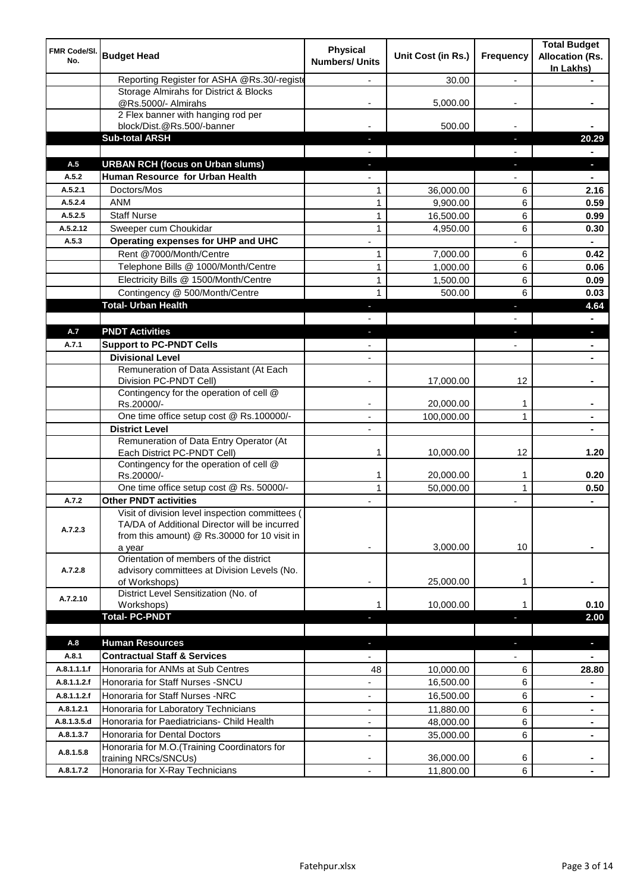| FMR Code/Sl. No. | Budget Head | Physical Numbers/ Units | Unit Cost (in Rs.) | Frequency | Total Budget Allocation (Rs. In Lakhs) |
|---|---|---|---|---|---|
| | Reporting Register for ASHA @Rs.30/-registe | - | 30.00 | - | - |
| | Storage Almirahs for District & Blocks @Rs.5000/- Almirahs | - | 5,000.00 | - | - |
| | 2 Flex banner with hanging rod per block/Dist.@Rs.500/-banner | - | 500.00 | - | - |
| | **Sub-total ARSH** | - | | - | **20.29** |
| | | - | | - | - |
| **A.5** | **URBAN RCH (focus on Urban slums)** | - | | - | - |
| **A.5.2** | **Human Resource for Urban Health** | - | | - | - |
| A.5.2.1 | Doctors/Mos | 1 | 36,000.00 | 6 | **2.16** |
| A.5.2.4 | ANM | 1 | 9,900.00 | 6 | **0.59** |
| A.5.2.5 | Staff Nurse | 1 | 16,500.00 | 6 | **0.99** |
| A.5.2.12 | Sweeper cum Choukidar | 1 | 4,950.00 | 6 | **0.30** |
| **A.5.3** | **Operating expenses for UHP and UHC** | - | | - | - |
| | Rent @7000/Month/Centre | 1 | 7,000.00 | 6 | **0.42** |
| | Telephone Bills @ 1000/Month/Centre | 1 | 1,000.00 | 6 | **0.06** |
| | Electricity Bills @ 1500/Month/Centre | 1 | 1,500.00 | 6 | **0.09** |
| | Contingency @ 500/Month/Centre | 1 | 500.00 | 6 | **0.03** |
| | **Total- Urban Health** | - | | - | **4.64** |
| | | - | | - | - |
| **A.7** | **PNDT Activities** | - | | - | - |
| **A.7.1** | **Support to PC-PNDT Cells** | - | | - | - |
| | **Divisional Level** | - | | | - |
| | Remuneration of Data Assistant (At Each Division PC-PNDT Cell) | - | 17,000.00 | 12 | - |
| | Contingency for the operation of cell @ Rs.20000/- | - | 20,000.00 | 1 | - |
| | One time office setup cost @ Rs.100000/- | - | 100,000.00 | 1 | - |
| | **District Level** | - | | | - |
| | Remuneration of Data Entry Operator (At Each District PC-PNDT Cell) | 1 | 10,000.00 | 12 | **1.20** |
| | Contingency for the operation of cell @ Rs.20000/- | 1 | 20,000.00 | 1 | **0.20** |
| | One time office setup cost @ Rs. 50000/- | 1 | 50,000.00 | 1 | **0.50** |
| **A.7.2** | **Other PNDT activities** | - | | - | - |
| A.7.2.3 | Visit of division level inspection committees ( TA/DA of Additional Director will be incurred from this amount) @ Rs.30000 for 10 visit in a year | - | 3,000.00 | 10 | - |
| A.7.2.8 | Orientation of members of the district advisory committees at Division Levels (No. of Workshops) | - | 25,000.00 | 1 | - |
| A.7.2.10 | District Level Sensitization (No. of Workshops) | 1 | 10,000.00 | 1 | **0.10** |
| | **Total- PC-PNDT** | - | | - | **2.00** |
| | | | | | |
| **A.8** | **Human Resources** | - | | - | - |
| **A.8.1** | **Contractual Staff & Services** | - | | - | - |
| A.8.1.1.1.f | Honoraria for ANMs at Sub Centres | 48 | 10,000.00 | 6 | **28.80** |
| A.8.1.1.2.f | Honoraria for Staff Nurses -SNCU | - | 16,500.00 | 6 | - |
| A.8.1.1.2.f | Honoraria for Staff Nurses -NRC | - | 16,500.00 | 6 | - |
| A.8.1.2.1 | Honoraria for Laboratory Technicians | - | 11,880.00 | 6 | - |
| A.8.1.3.5.d | Honoraria for Paediatricians- Child Health | - | 48,000.00 | 6 | - |
| A.8.1.3.7 | Honoraria for Dental Doctors | - | 35,000.00 | 6 | - |
| A.8.1.5.8 | Honoraria for M.O.(Training Coordinators for training NRCs/SNCUs) | - | 36,000.00 | 6 | - |
| A.8.1.7.2 | Honoraria for X-Ray Technicians | - | 11,800.00 | 6 | - |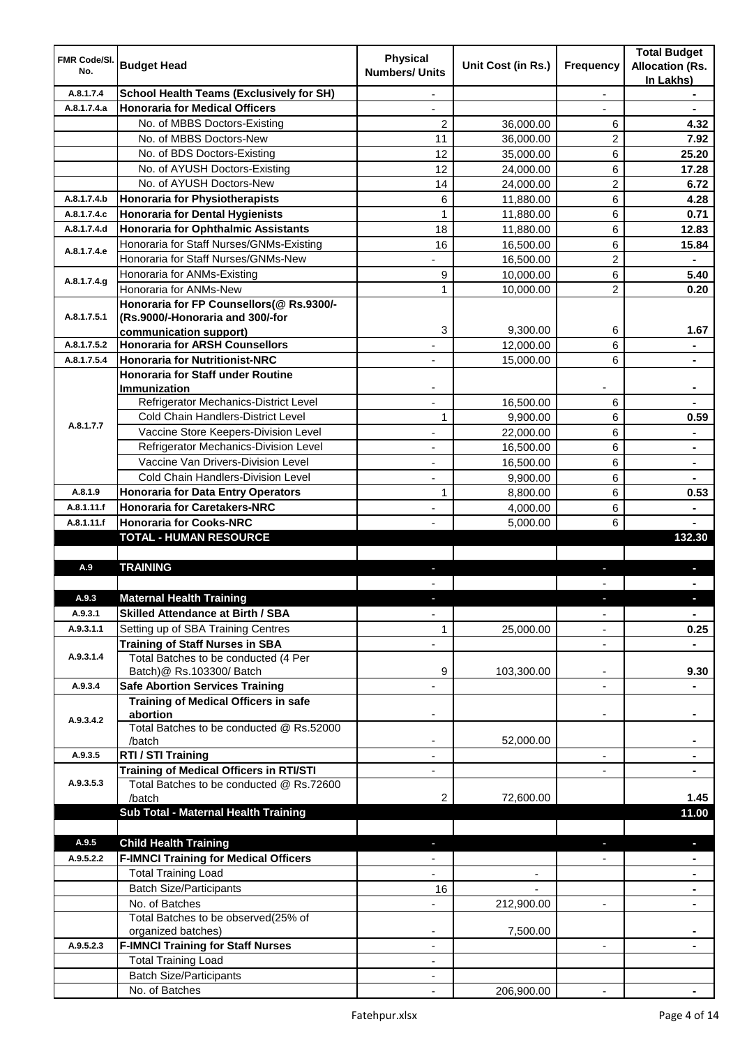| FMR Code/Sl. No. | Budget Head | Physical Numbers/ Units | Unit Cost (in Rs.) | Frequency | Total Budget Allocation (Rs. In Lakhs) |
|---|---|---|---|---|---|
| A.8.1.7.4 | **School Health Teams (Exclusively for SH)** | - | | - | - |
| A.8.1.7.4.a | **Honoraria for Medical Officers** | - | | - | - |
| | No. of MBBS Doctors-Existing | 2 | 36,000.00 | 6 | **4.32** |
| | No. of MBBS Doctors-New | 11 | 36,000.00 | 2 | **7.92** |
| | No. of BDS Doctors-Existing | 12 | 35,000.00 | 6 | **25.20** |
| | No. of AYUSH Doctors-Existing | 12 | 24,000.00 | 6 | **17.28** |
| | No. of AYUSH Doctors-New | 14 | 24,000.00 | 2 | **6.72** |
| A.8.1.7.4.b | **Honoraria for Physiotherapists** | 6 | 11,880.00 | 6 | **4.28** |
| A.8.1.7.4.c | **Honoraria for Dental Hygienists** | 1 | 11,880.00 | 6 | **0.71** |
| A.8.1.7.4.d | **Honoraria for Ophthalmic Assistants** | 18 | 11,880.00 | 6 | **12.83** |
| A.8.1.7.4.e | Honoraria for Staff Nurses/GNMs-Existing | 16 | 16,500.00 | 6 | **15.84** |
| | Honoraria for Staff Nurses/GNMs-New | - | 16,500.00 | 2 | - |
| A.8.1.7.4.g | Honoraria for ANMs-Existing | 9 | 10,000.00 | 6 | **5.40** |
| | Honoraria for ANMs-New | 1 | 10,000.00 | 2 | **0.20** |
| A.8.1.7.5.1 | **Honoraria for FP Counsellors(@ Rs.9300/- (Rs.9000/-Honoraria and 300/-for communication support)** | 3 | 9,300.00 | 6 | **1.67** |
| A.8.1.7.5.2 | **Honoraria for ARSH Counsellors** | - | 12,000.00 | 6 | - |
| A.8.1.7.5.4 | **Honoraria for Nutritionist-NRC** | - | 15,000.00 | 6 | - |
| A.8.1.7.7 | **Honoraria for Staff under Routine Immunization** | - | | - | - |
| | Refrigerator Mechanics-District Level | - | 16,500.00 | 6 | - |
| | Cold Chain Handlers-District Level | 1 | 9,900.00 | 6 | **0.59** |
| | Vaccine Store Keepers-Division Level | - | 22,000.00 | 6 | - |
| | Refrigerator Mechanics-Division Level | - | 16,500.00 | 6 | - |
| | Vaccine Van Drivers-Division Level | - | 16,500.00 | 6 | - |
| | Cold Chain Handlers-Division Level | - | 9,900.00 | 6 | - |
| A.8.1.9 | **Honoraria for Data Entry Operators** | 1 | 8,800.00 | 6 | **0.53** |
| A.8.1.11.f | **Honoraria for Caretakers-NRC** | - | 4,000.00 | 6 | - |
| A.8.1.11.f | **Honoraria for Cooks-NRC** | - | 5,000.00 | 6 | - |
| | **TOTAL - HUMAN RESOURCE** | | | | **132.30** |
| | | | | | |
| A.9 | **TRAINING** | - | | - | - |
| | | - | | - | - |
| A.9.3 | **Maternal Health Training** | - | | - | - |
| A.9.3.1 | **Skilled Attendance at Birth / SBA** | - | | - | - |
| A.9.3.1.1 | Setting up of SBA Training Centres | 1 | 25,000.00 | - | **0.25** |
| A.9.3.1.4 | **Training of Staff Nurses in SBA** | - | | - | - |
| | Total Batches to be conducted (4 Per Batch)@ Rs.103300/ Batch | 9 | 103,300.00 | - | **9.30** |
| A.9.3.4 | **Safe Abortion Services Training** | - | | - | - |
| A.9.3.4.2 | **Training of Medical Officers in safe abortion** | - | | - | - |
| | Total Batches to be conducted @ Rs.52000 /batch | - | 52,000.00 | | - |
| A.9.3.5 | **RTI / STI Training** | - | | - | - |
| A.9.3.5.3 | **Training of Medical Officers in RTI/STI** | - | | - | - |
| | Total Batches to be conducted @ Rs.72600 /batch | 2 | 72,600.00 | | **1.45** |
| | **Sub Total - Maternal Health Training** | | | | **11.00** |
| | | | | | |
| A.9.5 | **Child Health Training** | - | | - | - |
| A.9.5.2.2 | **F-IMNCI Training for Medical Officers** | - | | - | - |
| | Total Training Load | - | - | | - |
| | Batch Size/Participants | 16 | - | | - |
| | No. of Batches | - | 212,900.00 | - | - |
| | Total Batches to be observed(25% of organized batches) | - | 7,500.00 | | - |
| A.9.5.2.3 | **F-IMNCI Training for Staff Nurses** | - | | - | - |
| | Total Training Load | - | | | |
| | Batch Size/Participants | - | | | |
| | No. of Batches | - | 206,900.00 | - | - |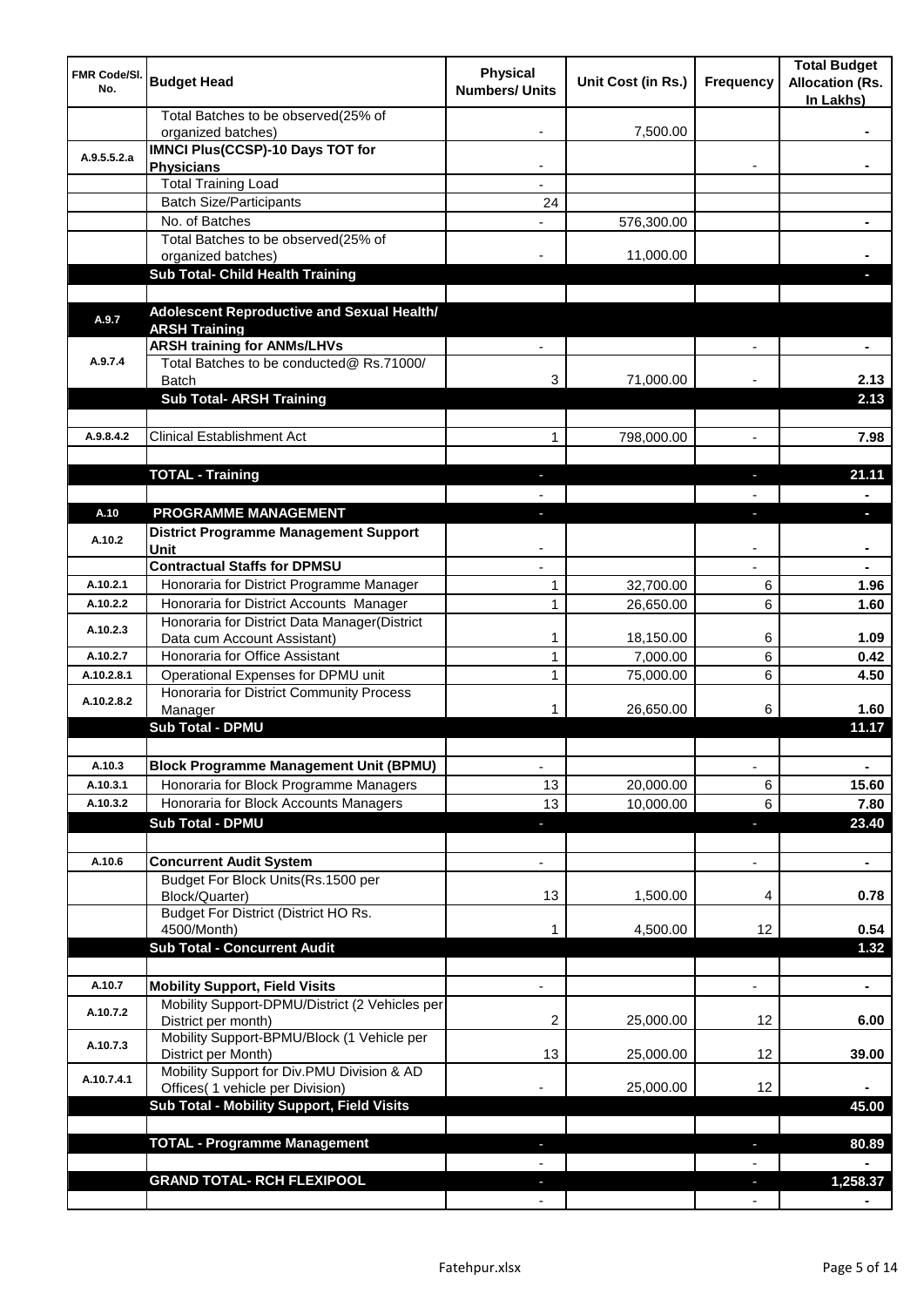| FMR Code/Sl. No. | Budget Head | Physical Numbers/ Units | Unit Cost (in Rs.) | Frequency | Total Budget Allocation (Rs. In Lakhs) |
|---|---|---|---|---|---|
| | Total Batches to be observed(25% of organized batches) | - | 7,500.00 | | - |
| A.9.5.5.2.a | **IMNCI Plus(CCSP)-10 Days TOT for Physicians** | - | | - | - |
| | Total Training Load | - | | | |
| | Batch Size/Participants | 24 | | | |
| | No. of Batches | - | 576,300.00 | | - |
| | Total Batches to be observed(25% of organized batches) | - | 11,000.00 | | - |
| | **Sub Total- Child Health Training** | | | | - |
| | | | | | |
| A.9.7 | **Adolescent Reproductive and Sexual Health/ ARSH Training** | | | | |
| A.9.7.4 | **ARSH training for ANMs/LHVs** | - | | - | - |
| | Total Batches to be conducted@ Rs.71000/ Batch | 3 | 71,000.00 | - | 2.13 |
| | **Sub Total- ARSH Training** | | | | 2.13 |
| | | | | | |
| A.9.8.4.2 | Clinical Establishment Act | 1 | 798,000.00 | - | 7.98 |
| | | | | | |
| | **TOTAL - Training** | - | | - | 21.11 |
| | | - | | - | - |
| A.10 | **PROGRAMME MANAGEMENT** | - | | - | - |
| A.10.2 | **District Programme Management Support Unit** | - | | - | - |
| | **Contractual Staffs for DPMSU** | - | | - | - |
| A.10.2.1 | Honoraria for District Programme Manager | 1 | 32,700.00 | 6 | 1.96 |
| A.10.2.2 | Honoraria for District Accounts Manager | 1 | 26,650.00 | 6 | 1.60 |
| A.10.2.3 | Honoraria for District Data Manager(District Data cum Account Assistant) | 1 | 18,150.00 | 6 | 1.09 |
| A.10.2.7 | Honoraria for Office Assistant | 1 | 7,000.00 | 6 | 0.42 |
| A.10.2.8.1 | Operational Expenses for DPMU unit | 1 | 75,000.00 | 6 | 4.50 |
| A.10.2.8.2 | Honoraria for District Community Process Manager | 1 | 26,650.00 | 6 | 1.60 |
| | **Sub Total - DPMU** | | | | 11.17 |
| | | | | | |
| A.10.3 | **Block Programme Management Unit (BPMU)** | - | | - | - |
| A.10.3.1 | Honoraria for Block Programme Managers | 13 | 20,000.00 | 6 | 15.60 |
| A.10.3.2 | Honoraria for Block Accounts Managers | 13 | 10,000.00 | 6 | 7.80 |
| | **Sub Total - DPMU** | - | | - | 23.40 |
| | | | | | |
| A.10.6 | **Concurrent Audit System** | - | | - | - |
| | Budget For Block Units(Rs.1500 per Block/Quarter) | 13 | 1,500.00 | 4 | 0.78 |
| | Budget For District (District HO Rs. 4500/Month) | 1 | 4,500.00 | 12 | 0.54 |
| | **Sub Total - Concurrent Audit** | | | | 1.32 |
| | | | | | |
| A.10.7 | **Mobility Support, Field Visits** | - | | - | - |
| A.10.7.2 | Mobility Support-DPMU/District (2 Vehicles per District per month) | 2 | 25,000.00 | 12 | 6.00 |
| A.10.7.3 | Mobility Support-BPMU/Block (1 Vehicle per District per Month) | 13 | 25,000.00 | 12 | 39.00 |
| A.10.7.4.1 | Mobility Support for Div.PMU Division & AD Offices( 1 vehicle per Division) | - | 25,000.00 | 12 | - |
| | **Sub Total - Mobility Support, Field Visits** | | | | 45.00 |
| | | | | | |
| | **TOTAL - Programme Management** | - | | - | 80.89 |
| | | - | | - | - |
| | **GRAND TOTAL- RCH FLEXIPOOL** | - | | - | 1,258.37 |
| | | - | | - | - |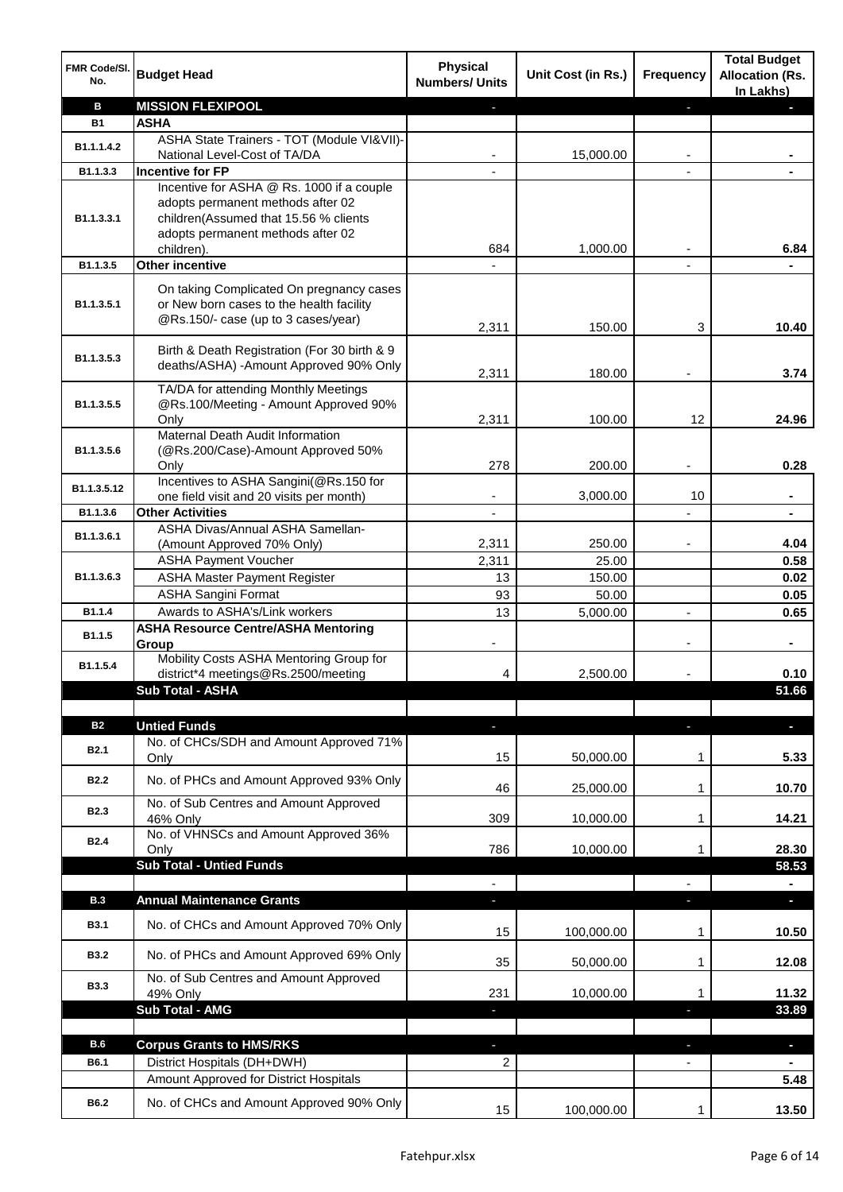| FMR Code/Sl. No. | Budget Head | Physical Numbers/ Units | Unit Cost (in Rs.) | Frequency | Total Budget Allocation (Rs. In Lakhs) |
|---|---|---|---|---|---|
| **B** | **MISSION FLEXIPOOL** | - | | - | - |
| **B1** | **ASHA** | | | | |
| B1.1.1.4.2 | ASHA State Trainers - TOT (Module VI&VII)- National Level-Cost of TA/DA | - | 15,000.00 | - | - |
| B1.1.3.3 | **Incentive for FP** | - | | - | - |
| B1.1.3.3.1 | Incentive for ASHA @ Rs. 1000 if a couple adopts permanent methods after 02 children(Assumed that 15.56 % clients adopts permanent methods after 02 children). | 684 | 1,000.00 | - | 6.84 |
| B1.1.3.5 | **Other incentive** | - | | - | - |
| B1.1.3.5.1 | On taking Complicated On pregnancy cases or New born cases to the health facility @Rs.150/- case (up to 3 cases/year) | 2,311 | 150.00 | 3 | 10.40 |
| B1.1.3.5.3 | Birth & Death Registration (For 30 birth & 9 deaths/ASHA) -Amount Approved 90% Only | 2,311 | 180.00 | - | 3.74 |
| B1.1.3.5.5 | TA/DA for attending Monthly Meetings @Rs.100/Meeting - Amount Approved 90% Only | 2,311 | 100.00 | 12 | 24.96 |
| B1.1.3.5.6 | Maternal Death Audit Information (@Rs.200/Case)-Amount Approved 50% Only | 278 | 200.00 | - | 0.28 |
| B1.1.3.5.12 | Incentives to ASHA Sangini(@Rs.150 for one field visit and 20 visits per month) | - | 3,000.00 | 10 | - |
| B1.1.3.6 | **Other Activities** | - | | - | - |
| B1.1.3.6.1 | ASHA Divas/Annual ASHA Samellan- (Amount Approved 70% Only) | 2,311 | 250.00 | - | 4.04 |
| B1.1.3.6.3 | ASHA Payment Voucher | 2,311 | 25.00 | | 0.58 |
| | ASHA Master Payment Register | 13 | 150.00 | | 0.02 |
| | ASHA Sangini Format | 93 | 50.00 | | 0.05 |
| B1.1.4 | Awards to ASHA's/Link workers | 13 | 5,000.00 | - | 0.65 |
| B1.1.5 | **ASHA Resource Centre/ASHA Mentoring Group** | - | | - | - |
| B1.1.5.4 | Mobility Costs ASHA Mentoring Group for district*4 meetings@Rs.2500/meeting | 4 | 2,500.00 | - | 0.10 |
| | **Sub Total - ASHA** | | | | **51.66** |
| | | | | | |
| **B2** | **Untied Funds** | - | | - | - |
| B2.1 | No. of CHCs/SDH and Amount Approved 71% Only | 15 | 50,000.00 | 1 | 5.33 |
| B2.2 | No. of PHCs and Amount Approved 93% Only | 46 | 25,000.00 | 1 | 10.70 |
| B2.3 | No. of Sub Centres and Amount Approved 46% Only | 309 | 10,000.00 | 1 | 14.21 |
| B2.4 | No. of VHNSCs and Amount Approved 36% Only | 786 | 10,000.00 | 1 | 28.30 |
| | **Sub Total - Untied Funds** | | | | **58.53** |
| | | - | | - | - |
| **B.3** | **Annual Maintenance Grants** | - | | - | - |
| B3.1 | No. of CHCs and Amount Approved 70% Only | 15 | 100,000.00 | 1 | 10.50 |
| B3.2 | No. of PHCs and Amount Approved 69% Only | 35 | 50,000.00 | 1 | 12.08 |
| B3.3 | No. of Sub Centres and Amount Approved 49% Only | 231 | 10,000.00 | 1 | 11.32 |
| | **Sub Total - AMG** | - | | - | **33.89** |
| | | | | | |
| **B.6** | **Corpus Grants to HMS/RKS** | - | | - | - |
| B6.1 | District Hospitals (DH+DWH) | 2 | | - | - |
| | Amount Approved for District Hospitals | | | | 5.48 |
| B6.2 | No. of CHCs and Amount Approved 90% Only | 15 | 100,000.00 | 1 | 13.50 |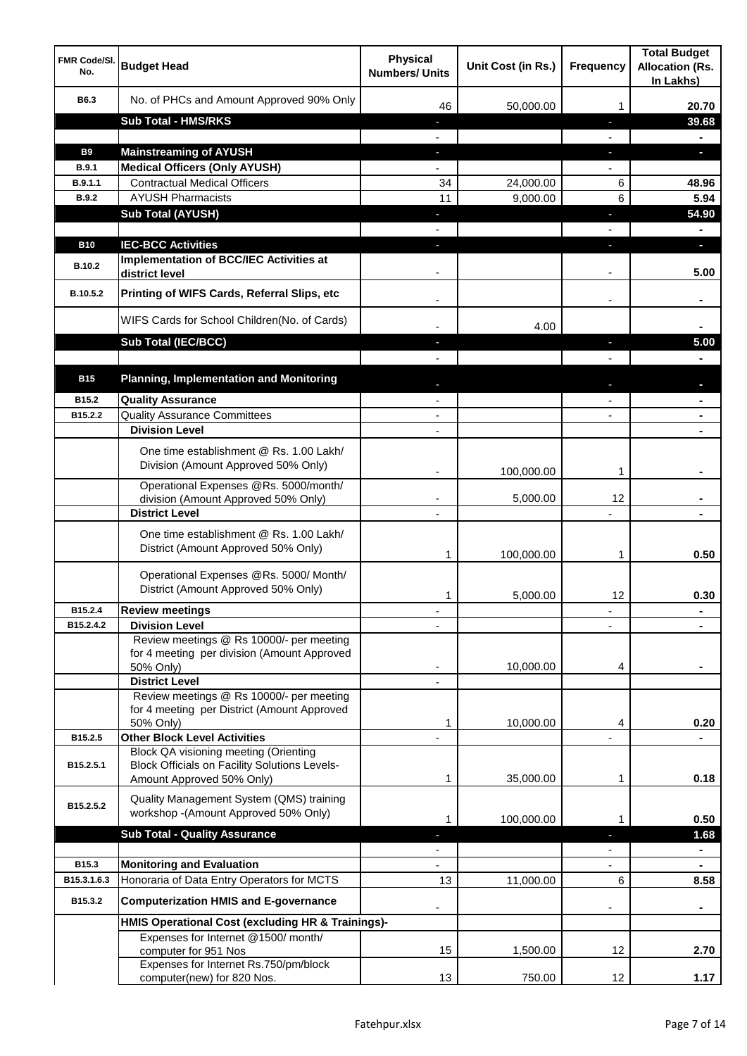| FMR Code/Sl. No. | Budget Head | Physical Numbers/ Units | Unit Cost (in Rs.) | Frequency | Total Budget Allocation (Rs. In Lakhs) |
|---|---|---|---|---|---|
| B6.3 | No. of PHCs and Amount Approved 90% Only | 46 | 50,000.00 | 1 | 20.70 |
| | **Sub Total - HMS/RKS** | - | | - | **39.68** |
| | | - | | - | - |
| **B9** | **Mainstreaming of AYUSH** | - | | - | - |
| **B.9.1** | **Medical Officers (Only AYUSH)** | - | | - | |
| B.9.1.1 | Contractual Medical Officers | 34 | 24,000.00 | 6 | 48.96 |
| B.9.2 | AYUSH Pharmacists | 11 | 9,000.00 | 6 | 5.94 |
| | **Sub Total (AYUSH)** | - | | - | **54.90** |
| | | - | | - | - |
| **B10** | **IEC-BCC Activities** | - | | - | - |
| B.10.2 | **Implementation of BCC/IEC Activities at district level** | - | | - | 5.00 |
| B.10.5.2 | **Printing of WIFS Cards, Referral Slips, etc** | - | | - | - |
| | WIFS Cards for School Children(No. of Cards) | - | 4.00 | | - |
| | **Sub Total (IEC/BCC)** | - | | - | **5.00** |
| | | - | | - | - |
| **B15** | **Planning, Implementation and Monitoring** | - | | - | - |
| B15.2 | **Quality Assurance** | - | | - | - |
| B15.2.2 | Quality Assurance Committees | - | | - | - |
| | **Division Level** | - | | | - |
| | One time establishment @ Rs. 1.00 Lakh/ Division (Amount Approved 50% Only) | - | 100,000.00 | 1 | - |
| | Operational Expenses @Rs. 5000/month/ division (Amount Approved 50% Only) | - | 5,000.00 | 12 | - |
| | **District Level** | - | | - | - |
| | One time establishment @ Rs. 1.00 Lakh/ District (Amount Approved 50% Only) | 1 | 100,000.00 | 1 | 0.50 |
| | Operational Expenses @Rs. 5000/ Month/ District (Amount Approved 50% Only) | 1 | 5,000.00 | 12 | 0.30 |
| B15.2.4 | **Review meetings** | - | | - | - |
| B15.2.4.2 | **Division Level** | - | | - | - |
| | Review meetings @ Rs 10000/- per meeting for 4 meeting per division (Amount Approved 50% Only) | - | 10,000.00 | 4 | - |
| | **District Level** | - | | | |
| | Review meetings @ Rs 10000/- per meeting for 4 meeting per District (Amount Approved 50% Only) | 1 | 10,000.00 | 4 | 0.20 |
| B15.2.5 | **Other Block Level Activities** | - | | - | - |
| B15.2.5.1 | Block QA visioning meeting (Orienting Block Officials on Facility Solutions Levels- Amount Approved 50% Only) | 1 | 35,000.00 | 1 | 0.18 |
| B15.2.5.2 | Quality Management System (QMS) training workshop -(Amount Approved 50% Only) | 1 | 100,000.00 | 1 | 0.50 |
| | **Sub Total - Quality Assurance** | - | | - | **1.68** |
| | | - | | - | - |
| B15.3 | **Monitoring and Evaluation** | - | | - | - |
| B15.3.1.6.3 | Honoraria of Data Entry Operators for MCTS | 13 | 11,000.00 | 6 | 8.58 |
| B15.3.2 | **Computerization HMIS and E-governance** | - | | - | - |
| | **HMIS Operational Cost (excluding HR & Trainings)-** | | | | |
| | Expenses for Internet @1500/ month/ computer for 951 Nos | 15 | 1,500.00 | 12 | 2.70 |
| | Expenses for Internet Rs.750/pm/block computer(new) for 820 Nos. | 13 | 750.00 | 12 | 1.17 |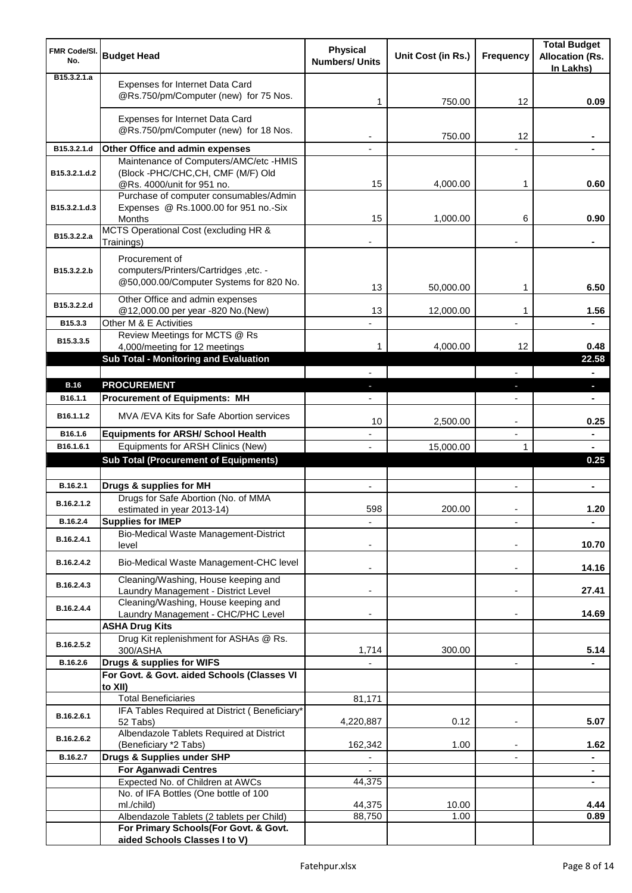| FMR Code/Sl. No. | Budget Head | Physical Numbers/ Units | Unit Cost (in Rs.) | Frequency | Total Budget Allocation (Rs. In Lakhs) |
|---|---|---|---|---|---|
| B15.3.2.1.a | Expenses for Internet Data Card @Rs.750/pm/Computer (new) for 75 Nos. | 1 | 750.00 | 12 | 0.09 |
| | Expenses for Internet Data Card @Rs.750/pm/Computer (new) for 18 Nos. | - | 750.00 | 12 | - |
| B15.3.2.1.d | **Other Office and admin expenses** | - | | - | - |
| B15.3.2.1.d.2 | Maintenance of Computers/AMC/etc -HMIS (Block -PHC/CHC,CH, CMF (M/F) Old @Rs. 4000/unit for 951 no. | 15 | 4,000.00 | 1 | 0.60 |
| B15.3.2.1.d.3 | Purchase of computer consumables/Admin Expenses @ Rs.1000.00 for 951 no.-Six Months | 15 | 1,000.00 | 6 | 0.90 |
| B15.3.2.2.a | MCTS Operational Cost (excluding HR & Trainings) | - | | - | - |
| B15.3.2.2.b | Procurement of computers/Printers/Cartridges ,etc. - @50,000.00/Computer Systems for 820 No. | 13 | 50,000.00 | 1 | 6.50 |
| B15.3.2.2.d | Other Office and admin expenses @12,000.00 per year -820 No.(New) | 13 | 12,000.00 | 1 | 1.56 |
| B15.3.3 | Other M & E Activities | - | | - | - |
| B15.3.3.5 | Review Meetings for MCTS @ Rs 4,000/meeting for 12 meetings | 1 | 4,000.00 | 12 | 0.48 |
| | **Sub Total - Monitoring and Evaluation** | | | | **22.58** |
| | | - | | - | - |
| **B.16** | **PROCUREMENT** | - | | - | - |
| B16.1.1 | **Procurement of Equipments: MH** | - | | - | - |
| B16.1.1.2 | MVA /EVA Kits for Safe Abortion services | 10 | 2,500.00 | - | 0.25 |
| B16.1.6 | **Equipments for ARSH/ School Health** | - | | - | - |
| B16.1.6.1 | Equipments for ARSH Clinics (New) | - | 15,000.00 | 1 | - |
| | **Sub Total (Procurement of Equipments)** | | | | **0.25** |
| | | | | | |
| B.16.2.1 | **Drugs & supplies for MH** | - | | - | - |
| B.16.2.1.2 | Drugs for Safe Abortion (No. of MMA estimated in year 2013-14) | 598 | 200.00 | - | 1.20 |
| B.16.2.4 | **Supplies for IMEP** | - | | - | - |
| B.16.2.4.1 | Bio-Medical Waste Management-District level | - | | - | 10.70 |
| B.16.2.4.2 | Bio-Medical Waste Management-CHC level | - | | - | 14.16 |
| B.16.2.4.3 | Cleaning/Washing, House keeping and Laundry Management - District Level | - | | - | 27.41 |
| B.16.2.4.4 | Cleaning/Washing, House keeping and Laundry Management - CHC/PHC Level | - | | - | 14.69 |
| | **ASHA Drug Kits** | | | | |
| B.16.2.5.2 | Drug Kit replenishment for ASHAs @ Rs. 300/ASHA | 1,714 | 300.00 | | 5.14 |
| B.16.2.6 | **Drugs & supplies for WIFS** | - | | - | - |
| | **For Govt. & Govt. aided Schools (Classes VI to XII)** | | | | |
| | Total Beneficiaries | 81,171 | | | |
| B.16.2.6.1 | IFA Tables Required at District ( Beneficiary* 52 Tabs) | 4,220,887 | 0.12 | - | 5.07 |
| B.16.2.6.2 | Albendazole Tablets Required at District (Beneficiary *2 Tabs) | 162,342 | 1.00 | - | 1.62 |
| B.16.2.7 | **Drugs & Supplies under SHP** | - | | - | - |
| | **For Aganwadi Centres** | - | | | - |
| | Expected No. of Children at AWCs | 44,375 | | | - |
| | No. of IFA Bottles (One bottle of 100 ml./child) | 44,375 | 10.00 | | 4.44 |
| | Albendazole Tablets (2 tablets per Child) | 88,750 | 1.00 | | 0.89 |
| | **For Primary Schools(For Govt. & Govt. aided Schools Classes I to V)** | | | | |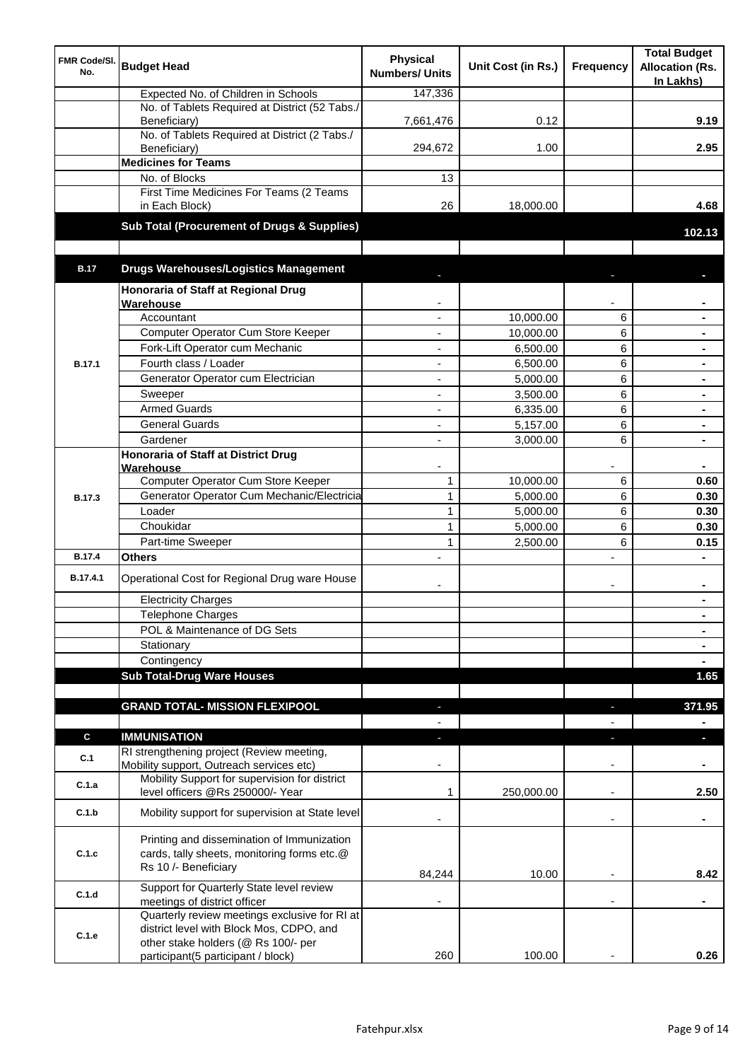| FMR Code/Sl. No. | Budget Head | Physical Numbers/ Units | Unit Cost (in Rs.) | Frequency | Total Budget Allocation (Rs. In Lakhs) |
|---|---|---|---|---|---|
| | Expected No. of Children in Schools | 147,336 | | | |
| | No. of Tablets Required at District (52 Tabs./ Beneficiary) | 7,661,476 | 0.12 | | 9.19 |
| | No. of Tablets Required at District (2 Tabs./ Beneficiary) | 294,672 | 1.00 | | 2.95 |
| | **Medicines for Teams** | | | | |
| | No. of Blocks | 13 | | | |
| | First Time Medicines For Teams (2 Teams in Each Block) | 26 | 18,000.00 | | 4.68 |
| | **Sub Total (Procurement of Drugs & Supplies)** | | | | **102.13** |
| | | | | | |
| **B.17** | **Drugs Warehouses/Logistics Management** | - | | - | - |
| B.17.1 | **Honoraria of Staff at Regional Drug Warehouse** | - | | - | - |
| | Accountant | - | 10,000.00 | 6 | - |
| | Computer Operator Cum Store Keeper | - | 10,000.00 | 6 | - |
| | Fork-Lift Operator cum Mechanic | - | 6,500.00 | 6 | - |
| | Fourth class / Loader | - | 6,500.00 | 6 | - |
| | Generator Operator cum Electrician | - | 5,000.00 | 6 | - |
| | Sweeper | - | 3,500.00 | 6 | - |
| | Armed Guards | - | 6,335.00 | 6 | - |
| | General Guards | - | 5,157.00 | 6 | - |
| | Gardener | - | 3,000.00 | 6 | - |
| B.17.3 | **Honoraria of Staff at District Drug Warehouse** | - | | - | - |
| | Computer Operator Cum Store Keeper | 1 | 10,000.00 | 6 | 0.60 |
| | Generator Operator Cum Mechanic/Electricia | 1 | 5,000.00 | 6 | 0.30 |
| | Loader | 1 | 5,000.00 | 6 | 0.30 |
| | Choukidar | 1 | 5,000.00 | 6 | 0.30 |
| | Part-time Sweeper | 1 | 2,500.00 | 6 | 0.15 |
| B.17.4 | **Others** | - | | - | - |
| B.17.4.1 | Operational Cost for Regional Drug ware House | - | | - | - |
| | Electricity Charges | | | | - |
| | Telephone Charges | | | | - |
| | POL & Maintenance of DG Sets | | | | - |
| | Stationary | | | | - |
| | Contingency | | | | - |
| | **Sub Total-Drug Ware Houses** | | | | **1.65** |
| | | | | | |
| | **GRAND TOTAL- MISSION FLEXIPOOL** | - | | - | **371.95** |
| | | - | | - | - |
| **C** | **IMMUNISATION** | - | | - | - |
| C.1 | RI strengthening project (Review meeting, Mobility support, Outreach services etc) | - | | - | - |
| C.1.a | Mobility Support for supervision for district level officers @Rs 250000/- Year | 1 | 250,000.00 | - | 2.50 |
| C.1.b | Mobility support for supervision at State level | - | | - | - |
| C.1.c | Printing and dissemination of Immunization cards, tally sheets, monitoring forms etc.@ Rs 10 /- Beneficiary | 84,244 | 10.00 | - | 8.42 |
| C.1.d | Support for Quarterly State level review meetings of district officer | - | | - | - |
| C.1.e | Quarterly review meetings exclusive for RI at district level with Block Mos, CDPO, and other stake holders (@ Rs 100/- per participant(5 participant / block) | 260 | 100.00 | - | 0.26 |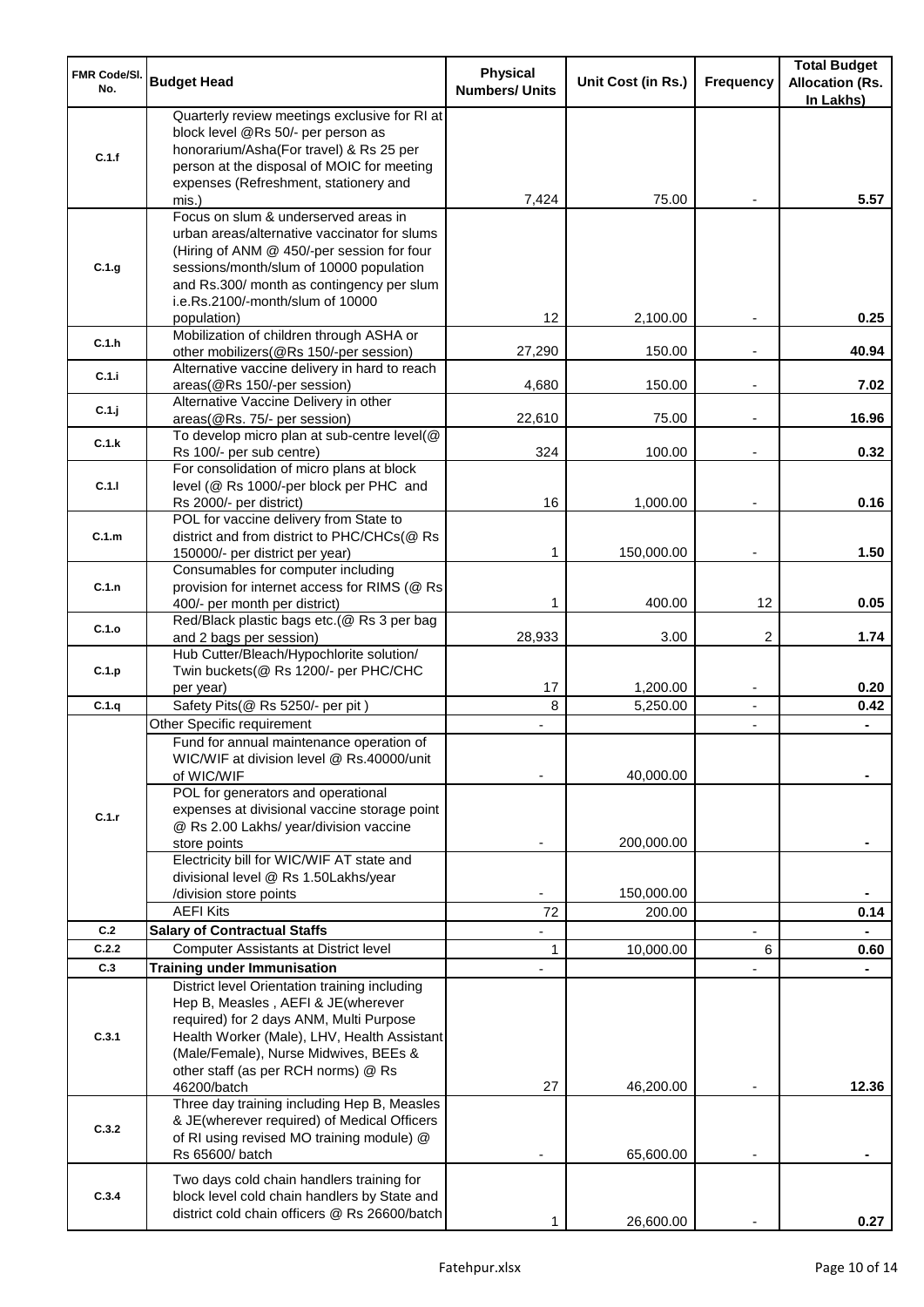| FMR Code/Sl. No. | Budget Head | Physical Numbers/ Units | Unit Cost (in Rs.) | Frequency | Total Budget Allocation (Rs. In Lakhs) |
|---|---|---|---|---|---|
| C.1.f | Quarterly review meetings exclusive for RI at block level @Rs 50/- per person as honorarium/Asha(For travel) & Rs 25 per person at the disposal of MOIC for meeting expenses (Refreshment, stationery and mis.) | 7,424 | 75.00 | - | **5.57** |
| C.1.g | Focus on slum & underserved areas in urban areas/alternative vaccinator for slums (Hiring of ANM @ 450/-per session for four sessions/month/slum of 10000 population and Rs.300/ month as contingency per slum i.e.Rs.2100/-month/slum of 10000 population) | 12 | 2,100.00 | - | **0.25** |
| C.1.h | Mobilization of children through ASHA or other mobilizers(@Rs 150/-per session) | 27,290 | 150.00 | - | **40.94** |
| C.1.i | Alternative vaccine delivery in hard to reach areas(@Rs 150/-per session) | 4,680 | 150.00 | - | **7.02** |
| C.1.j | Alternative Vaccine Delivery in other areas(@Rs. 75/- per session) | 22,610 | 75.00 | - | **16.96** |
| C.1.k | To develop micro plan at sub-centre level(@ Rs 100/- per sub centre) | 324 | 100.00 | - | **0.32** |
| C.1.l | For consolidation of micro plans at block level (@ Rs 1000/-per block per PHC and Rs 2000/- per district) | 16 | 1,000.00 | - | **0.16** |
| C.1.m | POL for vaccine delivery from State to district and from district to PHC/CHCs(@ Rs 150000/- per district per year) | 1 | 150,000.00 | - | **1.50** |
| C.1.n | Consumables for computer including provision for internet access for RIMS (@ Rs 400/- per month per district) | 1 | 400.00 | 12 | **0.05** |
| C.1.o | Red/Black plastic bags etc.(@ Rs 3 per bag and 2 bags per session) | 28,933 | 3.00 | 2 | **1.74** |
| C.1.p | Hub Cutter/Bleach/Hypochlorite solution/ Twin buckets(@ Rs 1200/- per PHC/CHC per year) | 17 | 1,200.00 | - | **0.20** |
| C.1.q | Safety Pits(@ Rs 5250/- per pit ) | 8 | 5,250.00 | - | **0.42** |
| C.1.r | Other Specific requirement | - | | - | **-** |
| | Fund for annual maintenance operation of WIC/WIF at division level @ Rs.40000/unit of WIC/WIF | - | 40,000.00 | | **-** |
| | POL for generators and operational expenses at divisional vaccine storage point @ Rs 2.00 Lakhs/ year/division vaccine store points | - | 200,000.00 | | **-** |
| | Electricity bill for WIC/WIF AT state and divisional level @ Rs 1.50Lakhs/year /division store points | - | 150,000.00 | | **-** |
| | AEFI Kits | 72 | 200.00 | | **0.14** |
| C.2 | **Salary of Contractual Staffs** | - | | - | **-** |
| C.2.2 | Computer Assistants at District level | 1 | 10,000.00 | 6 | **0.60** |
| C.3 | **Training under Immunisation** | - | | - | **-** |
| C.3.1 | District level Orientation training including Hep B, Measles , AEFI & JE(wherever required) for 2 days ANM, Multi Purpose Health Worker (Male), LHV, Health Assistant (Male/Female), Nurse Midwives, BEEs & other staff (as per RCH norms) @ Rs 46200/batch | 27 | 46,200.00 | - | **12.36** |
| C.3.2 | Three day training including Hep B, Measles & JE(wherever required) of Medical Officers of RI using revised MO training module) @ Rs 65600/ batch | - | 65,600.00 | - | **-** |
| C.3.4 | Two days cold chain handlers training for block level cold chain handlers by State and district cold chain officers @ Rs 26600/batch | 1 | 26,600.00 | - | **0.27** |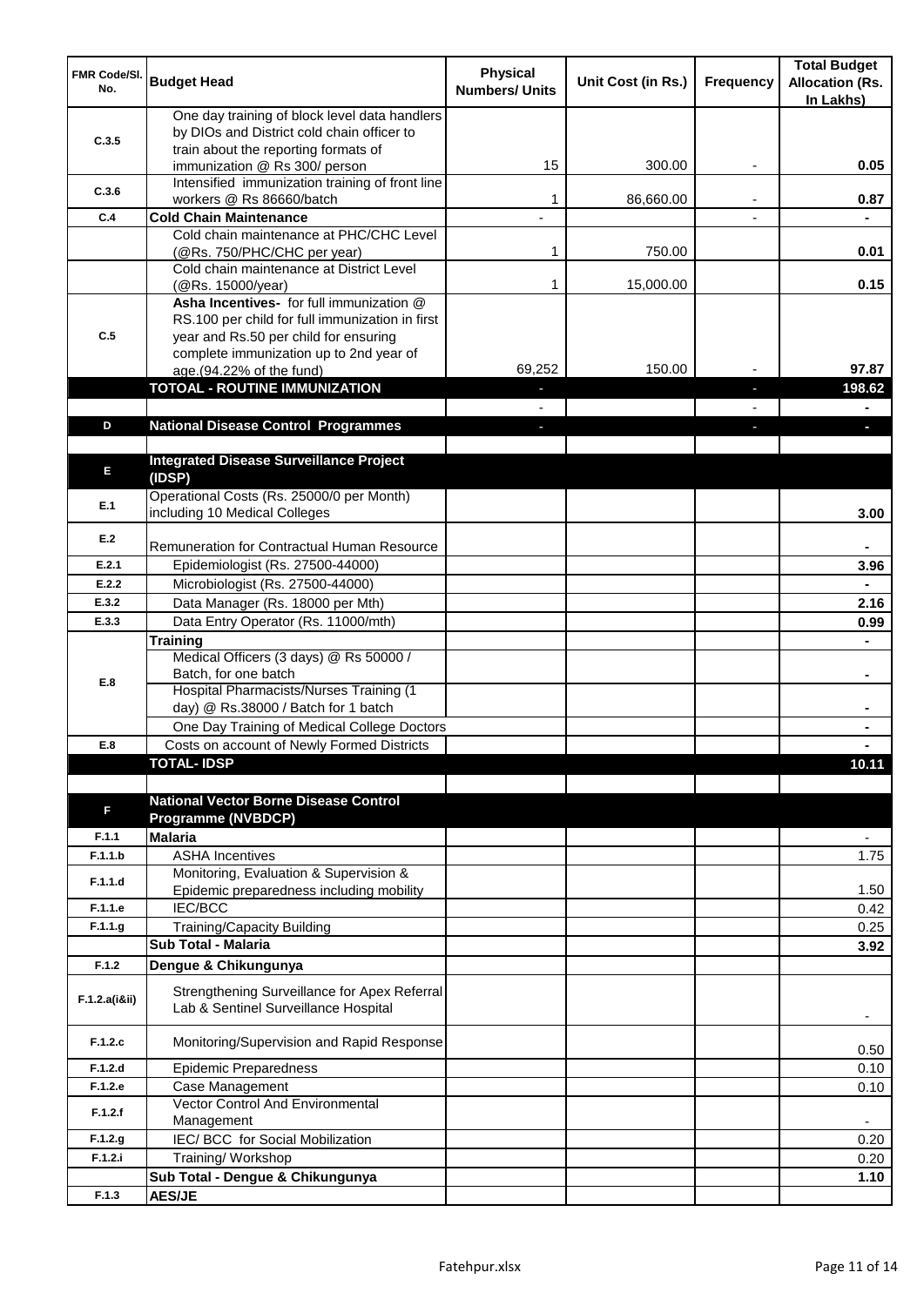| FMR Code/Sl. No. | Budget Head | Physical Numbers/ Units | Unit Cost (in Rs.) | Frequency | Total Budget Allocation (Rs. In Lakhs) |
|---|---|---|---|---|---|
| C.3.5 | One day training of block level data handlers by DIOs and District cold chain officer to train about the reporting formats of immunization @ Rs 300/ person | 15 | 300.00 | - | 0.05 |
| C.3.6 | Intensified immunization training of front line workers @ Rs 86660/batch | 1 | 86,660.00 | - | 0.87 |
| C.4 | **Cold Chain Maintenance** | - | | - | - |
| | Cold chain maintenance at PHC/CHC Level (@Rs. 750/PHC/CHC per year) | 1 | 750.00 | | 0.01 |
| | Cold chain maintenance at District Level (@Rs. 15000/year) | 1 | 15,000.00 | | 0.15 |
| C.5 | **Asha Incentives-** for full immunization @ RS.100 per child for full immunization in first year and Rs.50 per child for ensuring complete immunization up to 2nd year of age.(94.22% of the fund) | 69,252 | 150.00 | - | 97.87 |
| | **TOTOAL - ROUTINE IMMUNIZATION** | - | | - | **198.62** |
| | | - | | - | - |
| D | **National Disease Control Programmes** | - | | - | - |
| | | | | | |
| E | **Integrated Disease Surveillance Project (IDSP)** | | | | |
| E.1 | Operational Costs (Rs. 25000/0 per Month) including 10 Medical Colleges | | | | 3.00 |
| E.2 | Remuneration for Contractual Human Resource | | | | - |
| E.2.1 | Epidemiologist (Rs. 27500-44000) | | | | 3.96 |
| E.2.2 | Microbiologist (Rs. 27500-44000) | | | | - |
| E.3.2 | Data Manager (Rs. 18000 per Mth) | | | | 2.16 |
| E.3.3 | Data Entry Operator (Rs. 11000/mth) | | | | 0.99 |
| E.8 | **Training** | | | | - |
| | Medical Officers (3 days) @ Rs 50000 / Batch, for one batch | | | | - |
| | Hospital Pharmacists/Nurses Training (1 day) @ Rs.38000 / Batch for 1 batch | | | | - |
| | One Day Training of Medical College Doctors | | | | - |
| E.8 | Costs on account of Newly Formed Districts | | | | - |
| | **TOTAL- IDSP** | | | | **10.11** |
| | | | | | |
| F | **National Vector Borne Disease Control Programme (NVBDCP)** | | | | |
| F.1.1 | **Malaria** | | | | - |
| F.1.1.b | ASHA Incentives | | | | 1.75 |
| F.1.1.d | Monitoring, Evaluation & Supervision & Epidemic preparedness including mobility | | | | 1.50 |
| F.1.1.e | IEC/BCC | | | | 0.42 |
| F.1.1.g | Training/Capacity Building | | | | 0.25 |
| | **Sub Total - Malaria** | | | | **3.92** |
| F.1.2 | **Dengue & Chikungunya** | | | | |
| F.1.2.a(i&ii) | Strengthening Surveillance for Apex Referral Lab & Sentinel Surveillance Hospital | | | | - |
| F.1.2.c | Monitoring/Supervision and Rapid Response | | | | 0.50 |
| F.1.2.d | Epidemic Preparedness | | | | 0.10 |
| F.1.2.e | Case Management | | | | 0.10 |
| F.1.2.f | Vector Control And Environmental Management | | | | - |
| F.1.2.g | IEC/ BCC for Social Mobilization | | | | 0.20 |
| F.1.2.i | Training/ Workshop | | | | 0.20 |
| | **Sub Total - Dengue & Chikungunya** | | | | **1.10** |
| F.1.3 | **AES/JE** | | | | |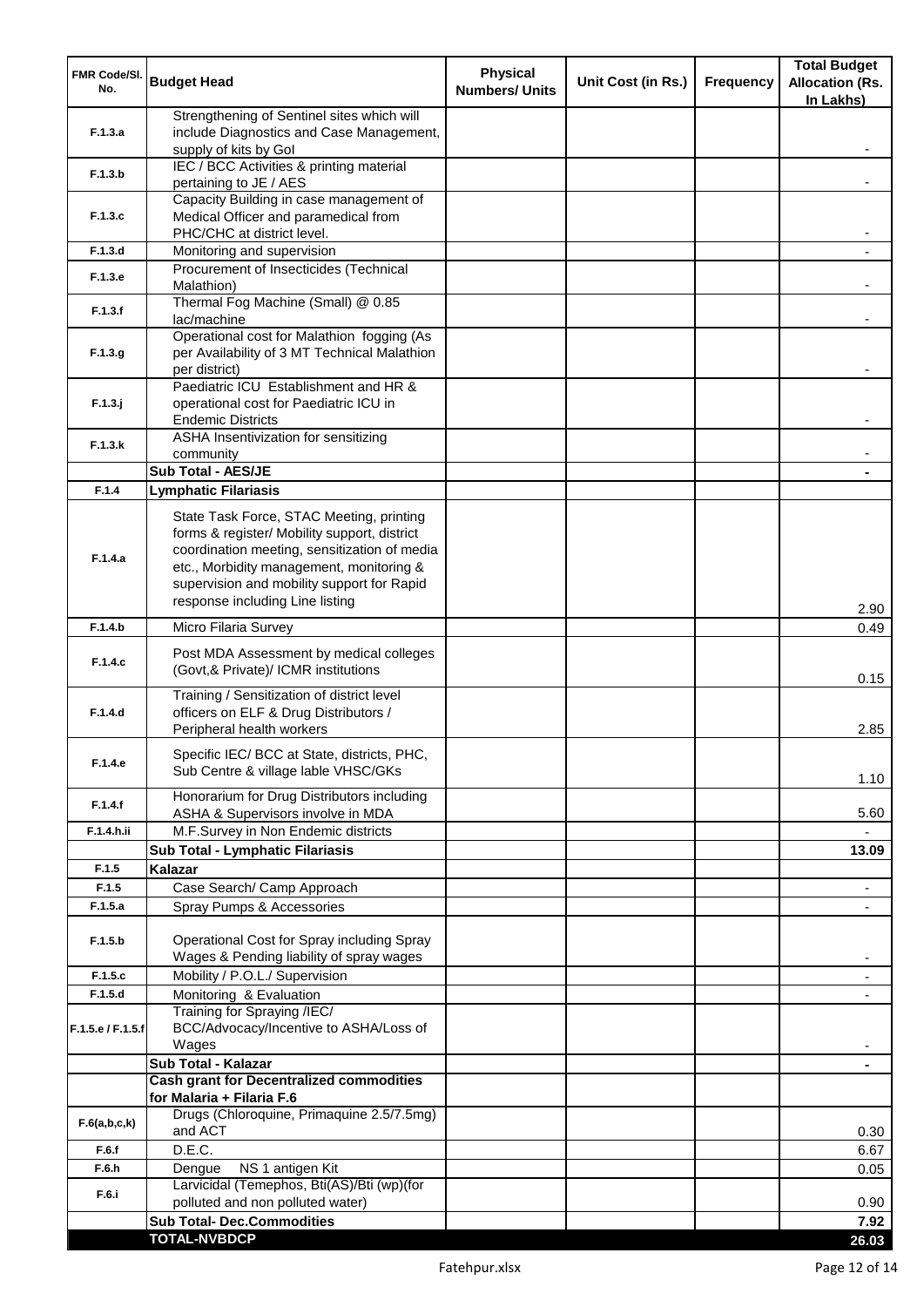| FMR Code/Sl. No. | Budget Head | Physical Numbers/ Units | Unit Cost (in Rs.) | Frequency | Total Budget Allocation (Rs. In Lakhs) |
|---|---|---|---|---|---|
| F.1.3.a | Strengthening of Sentinel sites which will include Diagnostics and Case Management, supply of kits by GoI | | | | - |
| F.1.3.b | IEC / BCC Activities & printing material pertaining to JE / AES | | | | - |
| F.1.3.c | Capacity Building in case management of Medical Officer and paramedical from PHC/CHC at district level. | | | | - |
| F.1.3.d | Monitoring and supervision | | | | - |
| F.1.3.e | Procurement of Insecticides (Technical Malathion) | | | | - |
| F.1.3.f | Thermal Fog Machine (Small) @ 0.85 lac/machine | | | | - |
| F.1.3.g | Operational cost for Malathion fogging (As per Availability of 3 MT Technical Malathion per district) | | | | - |
| F.1.3.j | Paediatric ICU Establishment and HR & operational cost for Paediatric ICU in Endemic Districts | | | | - |
| F.1.3.k | ASHA Insentivization for sensitizing community | | | | - |
| | **Sub Total - AES/JE** | | | | **-** |
| F.1.4 | **Lymphatic Filariasis** | | | | |
| F.1.4.a | State Task Force, STAC Meeting, printing forms & register/ Mobility support, district coordination meeting, sensitization of media etc., Morbidity management, monitoring & supervision and mobility support for Rapid response including Line listing | | | | 2.90 |
| F.1.4.b | Micro Filaria Survey | | | | 0.49 |
| F.1.4.c | Post MDA Assessment by medical colleges (Govt,& Private)/ ICMR institutions | | | | 0.15 |
| F.1.4.d | Training / Sensitization of district level officers on ELF & Drug Distributors / Peripheral health workers | | | | 2.85 |
| F.1.4.e | Specific IEC/ BCC at State, districts, PHC, Sub Centre & village lable VHSC/GKs | | | | 1.10 |
| F.1.4.f | Honorarium for Drug Distributors including ASHA & Supervisors involve in MDA | | | | 5.60 |
| F.1.4.h.ii | M.F.Survey in Non Endemic districts | | | | - |
| | **Sub Total - Lymphatic Filariasis** | | | | **13.09** |
| F.1.5 | **Kalazar** | | | | |
| F.1.5 | Case Search/ Camp Approach | | | | - |
| F.1.5.a | Spray Pumps & Accessories | | | | - |
| F.1.5.b | Operational Cost for Spray including Spray Wages & Pending liability of spray wages | | | | - |
| F.1.5.c | Mobility / P.O.L./ Supervision | | | | - |
| F.1.5.d | Monitoring & Evaluation | | | | - |
| F.1.5.e / F.1.5.f | Training for Spraying /IEC/ BCC/Advocacy/Incentive to ASHA/Loss of Wages | | | | - |
| | **Sub Total - Kalazar** | | | | **-** |
| | **Cash grant for Decentralized commodities for Malaria + Filaria F.6** | | | | |
| F.6(a,b,c,k) | Drugs (Chloroquine, Primaquine 2.5/7.5mg) and ACT | | | | 0.30 |
| F.6.f | D.E.C. | | | | 6.67 |
| F.6.h | Dengue NS 1 antigen Kit | | | | 0.05 |
| F.6.i | Larvicidal (Temephos, Bti(AS)/Bti (wp)(for polluted and non polluted water) | | | | 0.90 |
| | **Sub Total- Dec.Commodities** | | | | **7.92** |
| | **TOTAL-NVBDCP** | | | | **26.03** |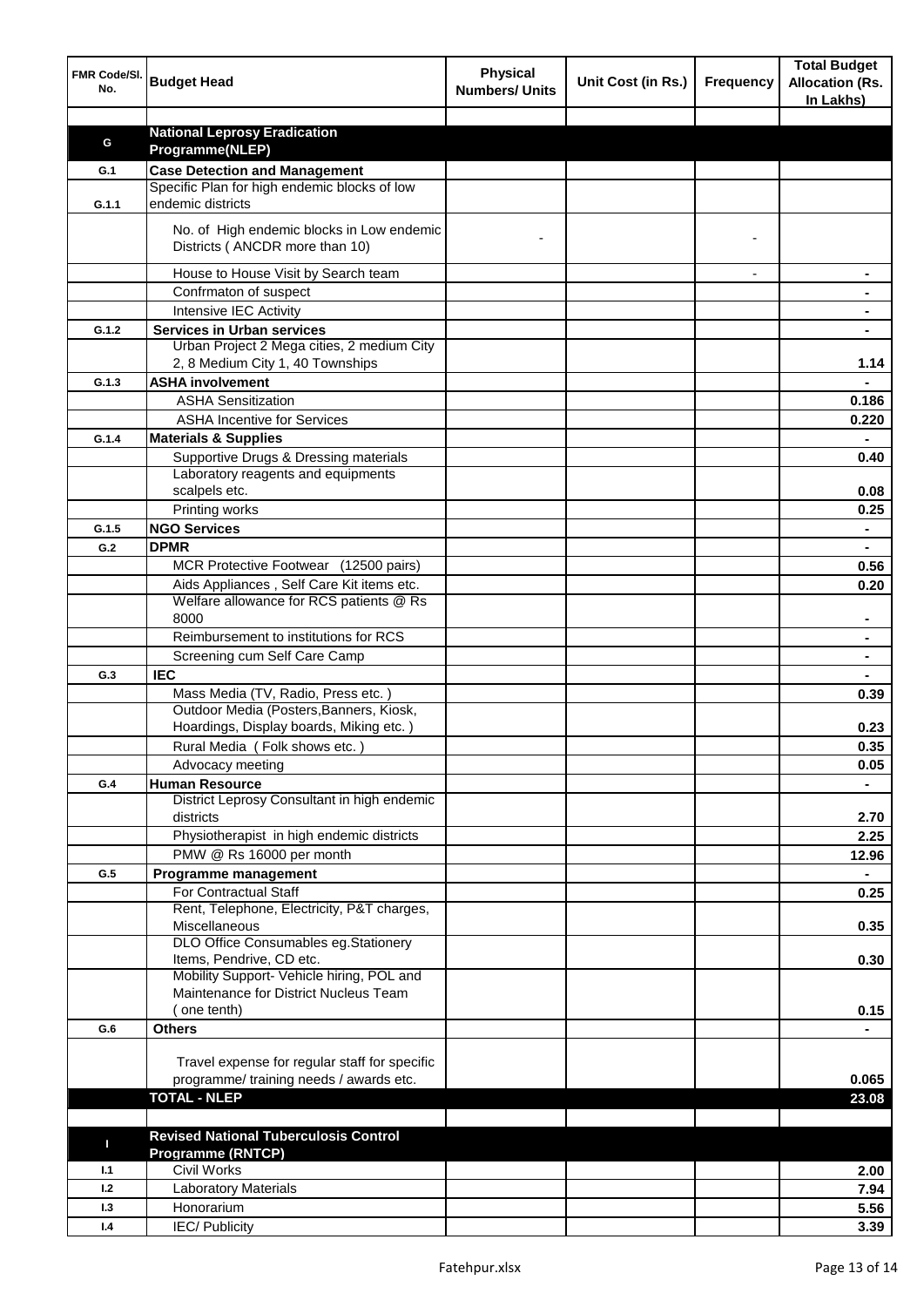| FMR Code/Sl. No. | Budget Head | Physical Numbers/ Units | Unit Cost (in Rs.) | Frequency | Total Budget Allocation (Rs. In Lakhs) |
|---|---|---|---|---|---|
| | | | | | |
| G | **National Leprosy Eradication Programme(NLEP)** | | | | |
| G.1 | **Case Detection and Management** | | | | |
| G.1.1 | Specific Plan for high endemic blocks of low endemic districts | | | | |
| | No. of High endemic blocks in Low endemic Districts ( ANCDR more than 10) | - | | - | |
| | House to House Visit by Search team | | | - | - |
| | Confrmaton of suspect | | | | - |
| | Intensive IEC Activity | | | | - |
| G.1.2 | **Services in Urban services** | | | | - |
| | Urban Project 2 Mega cities, 2 medium City 2, 8 Medium City 1, 40 Townships | | | | 1.14 |
| G.1.3 | **ASHA involvement** | | | | - |
| | ASHA Sensitization | | | | 0.186 |
| | ASHA Incentive for Services | | | | 0.220 |
| G.1.4 | **Materials & Supplies** | | | | - |
| | Supportive Drugs & Dressing materials | | | | 0.40 |
| | Laboratory reagents and equipments scalpels etc. | | | | 0.08 |
| | Printing works | | | | 0.25 |
| G.1.5 | **NGO Services** | | | | - |
| G.2 | **DPMR** | | | | - |
| | MCR Protective Footwear (12500 pairs) | | | | 0.56 |
| | Aids Appliances , Self Care Kit items etc. | | | | 0.20 |
| | Welfare allowance for RCS patients @ Rs 8000 | | | | - |
| | Reimbursement to institutions for RCS | | | | - |
| | Screening cum Self Care Camp | | | | - |
| G.3 | **IEC** | | | | - |
| | Mass Media (TV, Radio, Press etc. ) | | | | 0.39 |
| | Outdoor Media (Posters,Banners, Kiosk, Hoardings, Display boards, Miking etc. ) | | | | 0.23 |
| | Rural Media ( Folk shows etc. ) | | | | 0.35 |
| | Advocacy meeting | | | | 0.05 |
| G.4 | **Human Resource** | | | | - |
| | District Leprosy Consultant in high endemic districts | | | | 2.70 |
| | Physiotherapist in high endemic districts | | | | 2.25 |
| | PMW @ Rs 16000 per month | | | | 12.96 |
| G.5 | **Programme management** | | | | - |
| | For Contractual Staff | | | | 0.25 |
| | Rent, Telephone, Electricity, P&T charges, Miscellaneous | | | | 0.35 |
| | DLO Office Consumables eg.Stationery Items, Pendrive, CD etc. | | | | 0.30 |
| | Mobility Support- Vehicle hiring, POL and Maintenance for District Nucleus Team ( one tenth) | | | | 0.15 |
| G.6 | **Others** | | | | - |
| | Travel expense for regular staff for specific programme/ training needs / awards etc. | | | | 0.065 |
| | **TOTAL - NLEP** | | | | **23.08** |
| | | | | | |
| I | **Revised National Tuberculosis Control Programme (RNTCP)** | | | | |
| I.1 | Civil Works | | | | 2.00 |
| I.2 | Laboratory Materials | | | | 7.94 |
| I.3 | Honorarium | | | | 5.56 |
| I.4 | IEC/ Publicity | | | | 3.39 |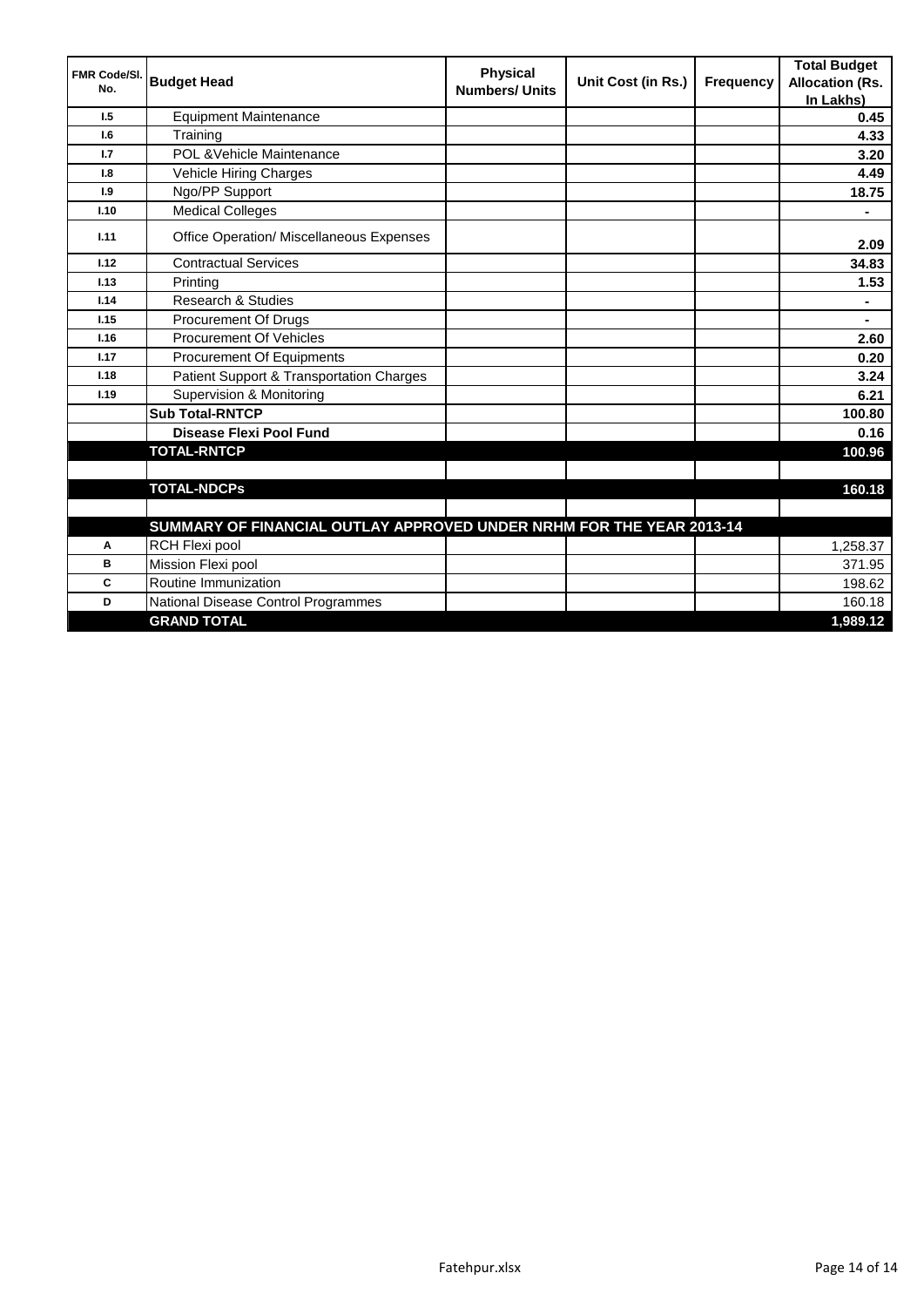| FMR Code/Sl. No. | Budget Head | Physical Numbers/ Units | Unit Cost (in Rs.) | Frequency | Total Budget Allocation (Rs. In Lakhs) |
|---|---|---|---|---|---|
| I.5 | Equipment Maintenance | | | | 0.45 |
| I.6 | Training | | | | 4.33 |
| I.7 | POL &Vehicle Maintenance | | | | 3.20 |
| I.8 | Vehicle Hiring Charges | | | | 4.49 |
| I.9 | Ngo/PP Support | | | | 18.75 |
| I.10 | Medical Colleges | | | | - |
| I.11 | Office Operation/ Miscellaneous Expenses | | | | 2.09 |
| I.12 | Contractual Services | | | | 34.83 |
| I.13 | Printing | | | | 1.53 |
| I.14 | Research & Studies | | | | - |
| I.15 | Procurement Of Drugs | | | | - |
| I.16 | Procurement Of Vehicles | | | | 2.60 |
| I.17 | Procurement Of Equipments | | | | 0.20 |
| I.18 | Patient Support & Transportation Charges | | | | 3.24 |
| I.19 | Supervision & Monitoring | | | | 6.21 |
| | **Sub Total-RNTCP** | | | | **100.80** |
| | **Disease Flexi Pool Fund** | | | | **0.16** |
| | **TOTAL-RNTCP** | | | | **100.96** |
| | | | | | |
| | **TOTAL-NDCPs** | | | | **160.18** |
| | | | | | |
| | **SUMMARY OF FINANCIAL OUTLAY APPROVED UNDER NRHM FOR THE YEAR 2013-14** | | | | |
| A | RCH Flexi pool | | | | 1,258.37 |
| B | Mission Flexi pool | | | | 371.95 |
| C | Routine Immunization | | | | 198.62 |
| D | National Disease Control Programmes | | | | 160.18 |
| | **GRAND TOTAL** | | | | **1,989.12** |